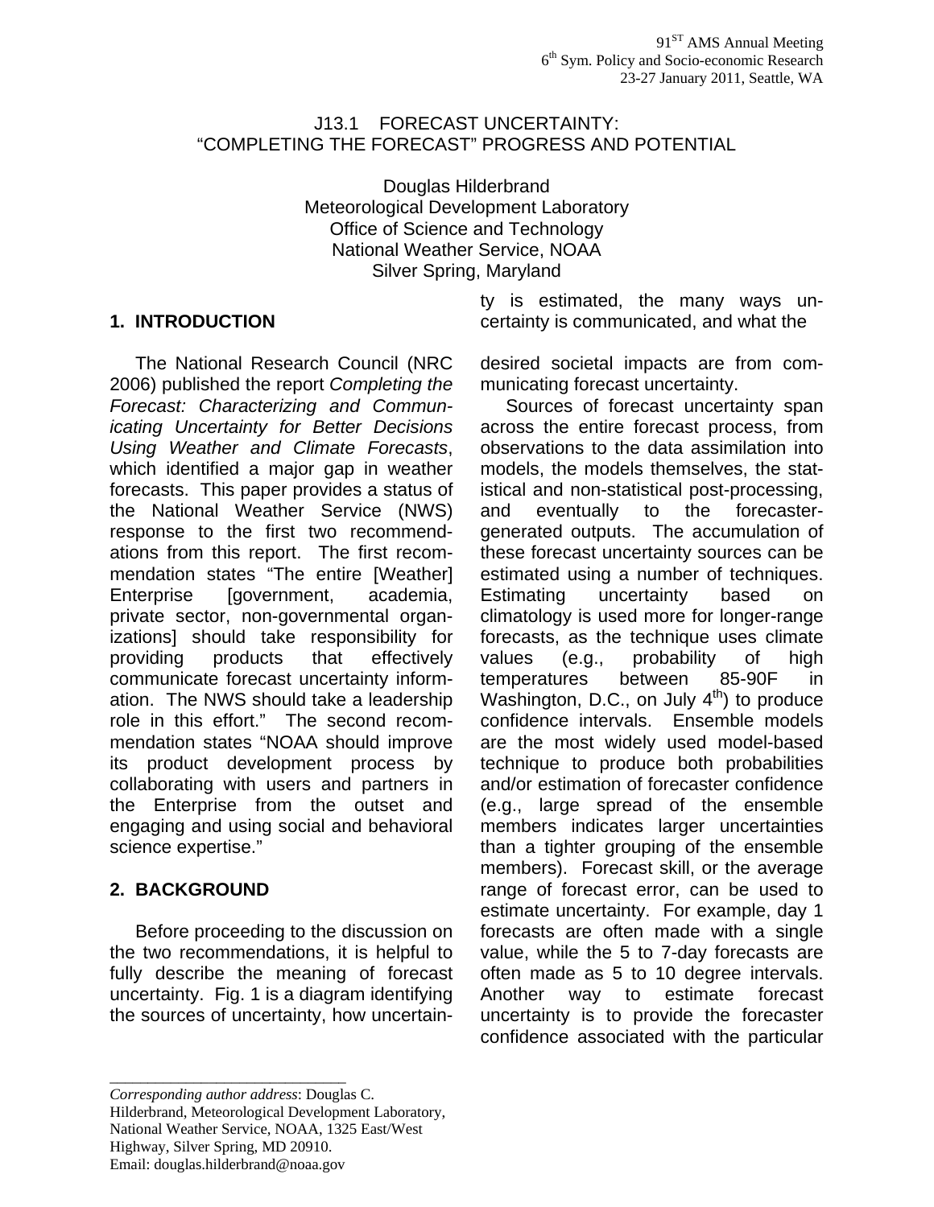# J13.1 FORECAST UNCERTAINTY: "COMPLETING THE FORECAST" PROGRESS AND POTENTIAL

Douglas Hilderbrand
Meteorological Development Laboratory
Office of Science and Technology
National Weather Service, NOAA
Silver Spring, Maryland

## 1. INTRODUCTION

The National Research Council (NRC 2006) published the report *Completing the Forecast: Characterizing and Communicating Uncertainty for Better Decisions Using Weather and Climate Forecasts*, which identified a major gap in weather forecasts. This paper provides a status of the National Weather Service (NWS) response to the first two recommendations from this report. The first recommendation states "The entire [Weather] Enterprise [government, academia, private sector, non-governmental organizations] should take responsibility for providing products that effectively communicate forecast uncertainty information. The NWS should take a leadership role in this effort." The second recommendation states "NOAA should improve its product development process by collaborating with users and partners in the Enterprise from the outset and engaging and using social and behavioral science expertise."

## 2. BACKGROUND

Before proceeding to the discussion on the two recommendations, it is helpful to fully describe the meaning of forecast uncertainty. Fig. 1 is a diagram identifying the sources of uncertainty, how uncertainty is estimated, the many ways uncertainty is communicated, and what the desired societal impacts are from communicating forecast uncertainty.

Sources of forecast uncertainty span across the entire forecast process, from observations to the data assimilation into models, the models themselves, the statistical and non-statistical post-processing, and eventually to the forecaster-generated outputs. The accumulation of these forecast uncertainty sources can be estimated using a number of techniques. Estimating uncertainty based on climatology is used more for longer-range forecasts, as the technique uses climate values (e.g., probability of high temperatures between 85-90F in Washington, D.C., on July 4th) to produce confidence intervals. Ensemble models are the most widely used model-based technique to produce both probabilities and/or estimation of forecaster confidence (e.g., large spread of the ensemble members indicates larger uncertainties than a tighter grouping of the ensemble members). Forecast skill, or the average range of forecast error, can be used to estimate uncertainty. For example, day 1 forecasts are often made with a single value, while the 5 to 7-day forecasts are often made as 5 to 10 degree intervals. Another way to estimate forecast uncertainty is to provide the forecaster confidence associated with the particular

---

*Corresponding author address*: Douglas C. Hilderbrand, Meteorological Development Laboratory, National Weather Service, NOAA, 1325 East/West Highway, Silver Spring, MD 20910.
Email: douglas.hilderbrand@noaa.gov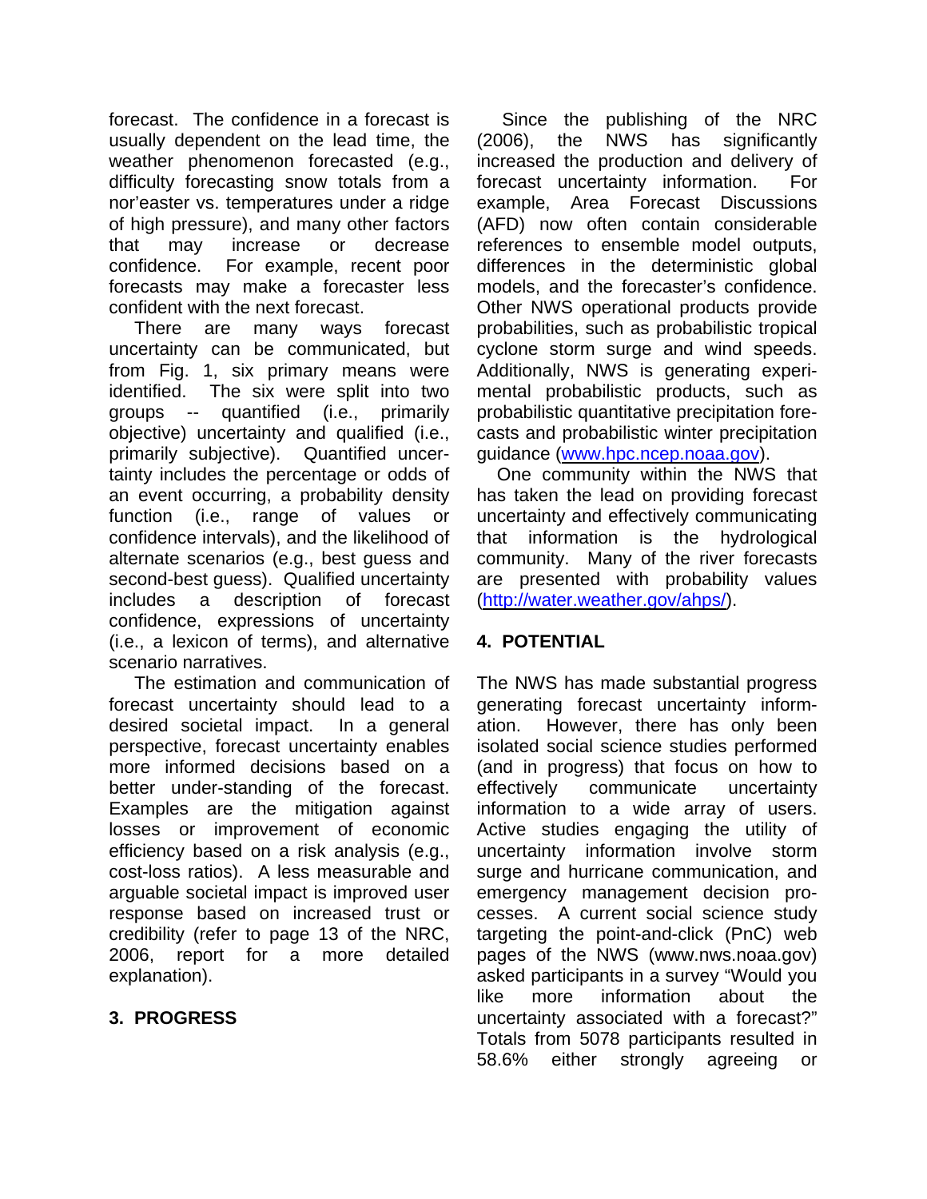forecast. The confidence in a forecast is usually dependent on the lead time, the weather phenomenon forecasted (e.g., difficulty forecasting snow totals from a nor'easter vs. temperatures under a ridge of high pressure), and many other factors that may increase or decrease confidence. For example, recent poor forecasts may make a forecaster less confident with the next forecast.

There are many ways forecast uncertainty can be communicated, but from Fig. 1, six primary means were identified. The six were split into two groups -- quantified (i.e., primarily objective) uncertainty and qualified (i.e., primarily subjective). Quantified uncertainty includes the percentage or odds of an event occurring, a probability density function (i.e., range of values or confidence intervals), and the likelihood of alternate scenarios (e.g., best guess and second-best guess). Qualified uncertainty includes a description of forecast confidence, expressions of uncertainty (i.e., a lexicon of terms), and alternative scenario narratives.

The estimation and communication of forecast uncertainty should lead to a desired societal impact. In a general perspective, forecast uncertainty enables more informed decisions based on a better under-standing of the forecast. Examples are the mitigation against losses or improvement of economic efficiency based on a risk analysis (e.g., cost-loss ratios). A less measurable and arguable societal impact is improved user response based on increased trust or credibility (refer to page 13 of the NRC, 2006, report for a more detailed explanation).

## 3. PROGRESS

Since the publishing of the NRC (2006), the NWS has significantly increased the production and delivery of forecast uncertainty information. For example, Area Forecast Discussions (AFD) now often contain considerable references to ensemble model outputs, differences in the deterministic global models, and the forecaster's confidence. Other NWS operational products provide probabilities, such as probabilistic tropical cyclone storm surge and wind speeds. Additionally, NWS is generating experimental probabilistic products, such as probabilistic quantitative precipitation forecasts and probabilistic winter precipitation guidance (www.hpc.ncep.noaa.gov).

One community within the NWS that has taken the lead on providing forecast uncertainty and effectively communicating that information is the hydrological community. Many of the river forecasts are presented with probability values (http://water.weather.gov/ahps/).

## 4. POTENTIAL

The NWS has made substantial progress generating forecast uncertainty information. However, there has only been isolated social science studies performed (and in progress) that focus on how to effectively communicate uncertainty information to a wide array of users. Active studies engaging the utility of uncertainty information involve storm surge and hurricane communication, and emergency management decision processes. A current social science study targeting the point-and-click (PnC) web pages of the NWS (www.nws.noaa.gov) asked participants in a survey "Would you like more information about the uncertainty associated with a forecast?" Totals from 5078 participants resulted in 58.6% either strongly agreeing or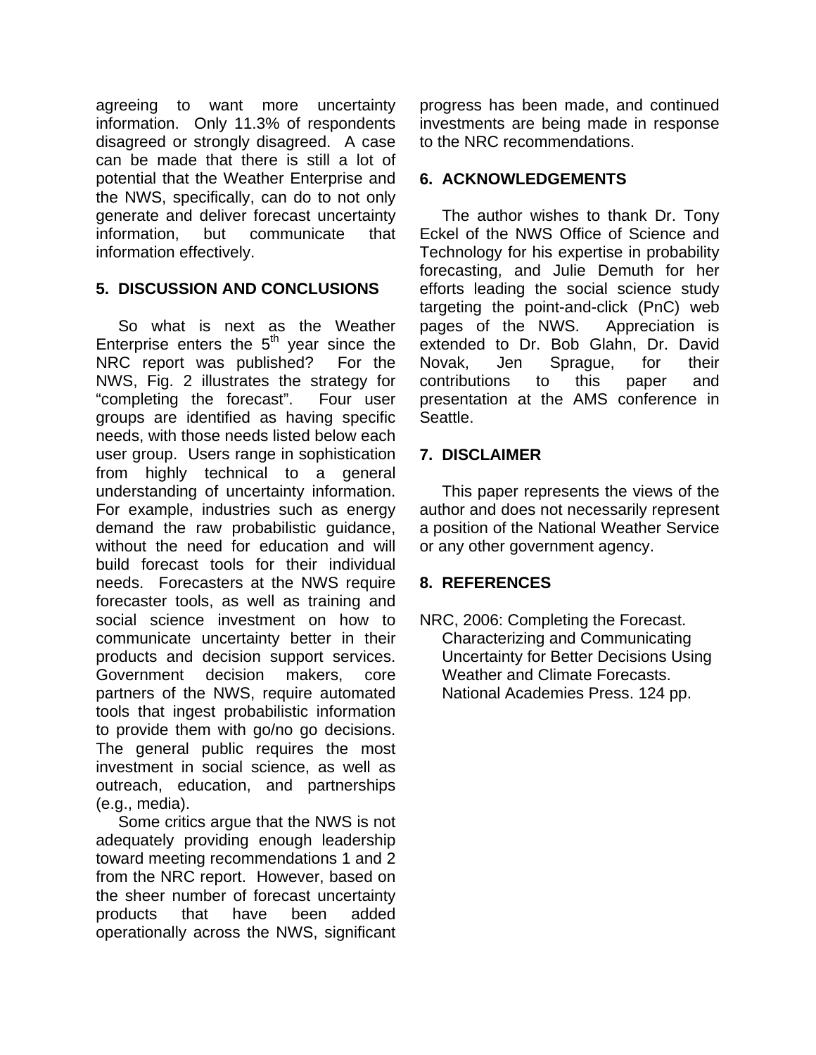agreeing to want more uncertainty information. Only 11.3% of respondents disagreed or strongly disagreed. A case can be made that there is still a lot of potential that the Weather Enterprise and the NWS, specifically, can do to not only generate and deliver forecast uncertainty information, but communicate that information effectively.

## 5. DISCUSSION AND CONCLUSIONS

So what is next as the Weather Enterprise enters the $5^{th}$ year since the NRC report was published? For the NWS, Fig. 2 illustrates the strategy for "completing the forecast". Four user groups are identified as having specific needs, with those needs listed below each user group. Users range in sophistication from highly technical to a general understanding of uncertainty information. For example, industries such as energy demand the raw probabilistic guidance, without the need for education and will build forecast tools for their individual needs. Forecasters at the NWS require forecaster tools, as well as training and social science investment on how to communicate uncertainty better in their products and decision support services. Government decision makers, core partners of the NWS, require automated tools that ingest probabilistic information to provide them with go/no go decisions. The general public requires the most investment in social science, as well as outreach, education, and partnerships (e.g., media).

Some critics argue that the NWS is not adequately providing enough leadership toward meeting recommendations 1 and 2 from the NRC report. However, based on the sheer number of forecast uncertainty products that have been added operationally across the NWS, significant progress has been made, and continued investments are being made in response to the NRC recommendations.

## 6. ACKNOWLEDGEMENTS

The author wishes to thank Dr. Tony Eckel of the NWS Office of Science and Technology for his expertise in probability forecasting, and Julie Demuth for her efforts leading the social science study targeting the point-and-click (PnC) web pages of the NWS. Appreciation is extended to Dr. Bob Glahn, Dr. David Novak, Jen Sprague, for their contributions to this paper and presentation at the AMS conference in Seattle.

## 7. DISCLAIMER

This paper represents the views of the author and does not necessarily represent a position of the National Weather Service or any other government agency.

## 8. REFERENCES

NRC, 2006: Completing the Forecast. Characterizing and Communicating Uncertainty for Better Decisions Using Weather and Climate Forecasts. National Academies Press. 124 pp.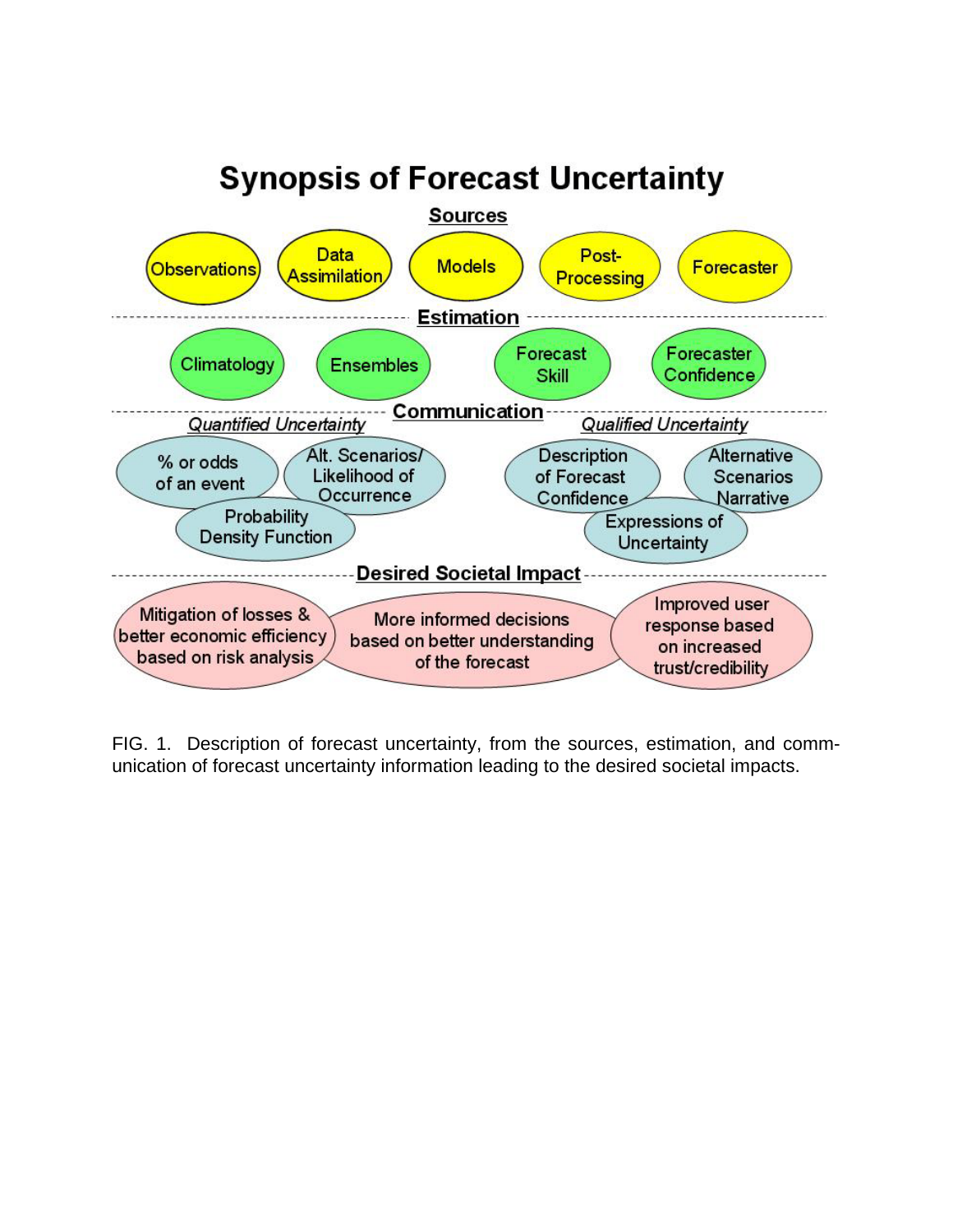# Synopsis of Forecast Uncertainty

**Sources**

- Observations
- Data Assimilation
- Models
- Post-Processing
- Forecaster

**Estimation**

- Climatology
- Ensembles
- Forecast Skill
- Forecaster Confidence

**Communication**

*Quantified Uncertainty*

- % or odds of an event
- Alt. Scenarios/ Likelihood of Occurrence
- Probability Density Function

*Qualified Uncertainty*

- Description of Forecast Confidence
- Alternative Scenarios Narrative
- Expressions of Uncertainty

**Desired Societal Impact**

- Mitigation of losses & better economic efficiency based on risk analysis
- More informed decisions based on better understanding of the forecast
- Improved user response based on increased trust/credibility

FIG. 1. Description of forecast uncertainty, from the sources, estimation, and communication of forecast uncertainty information leading to the desired societal impacts.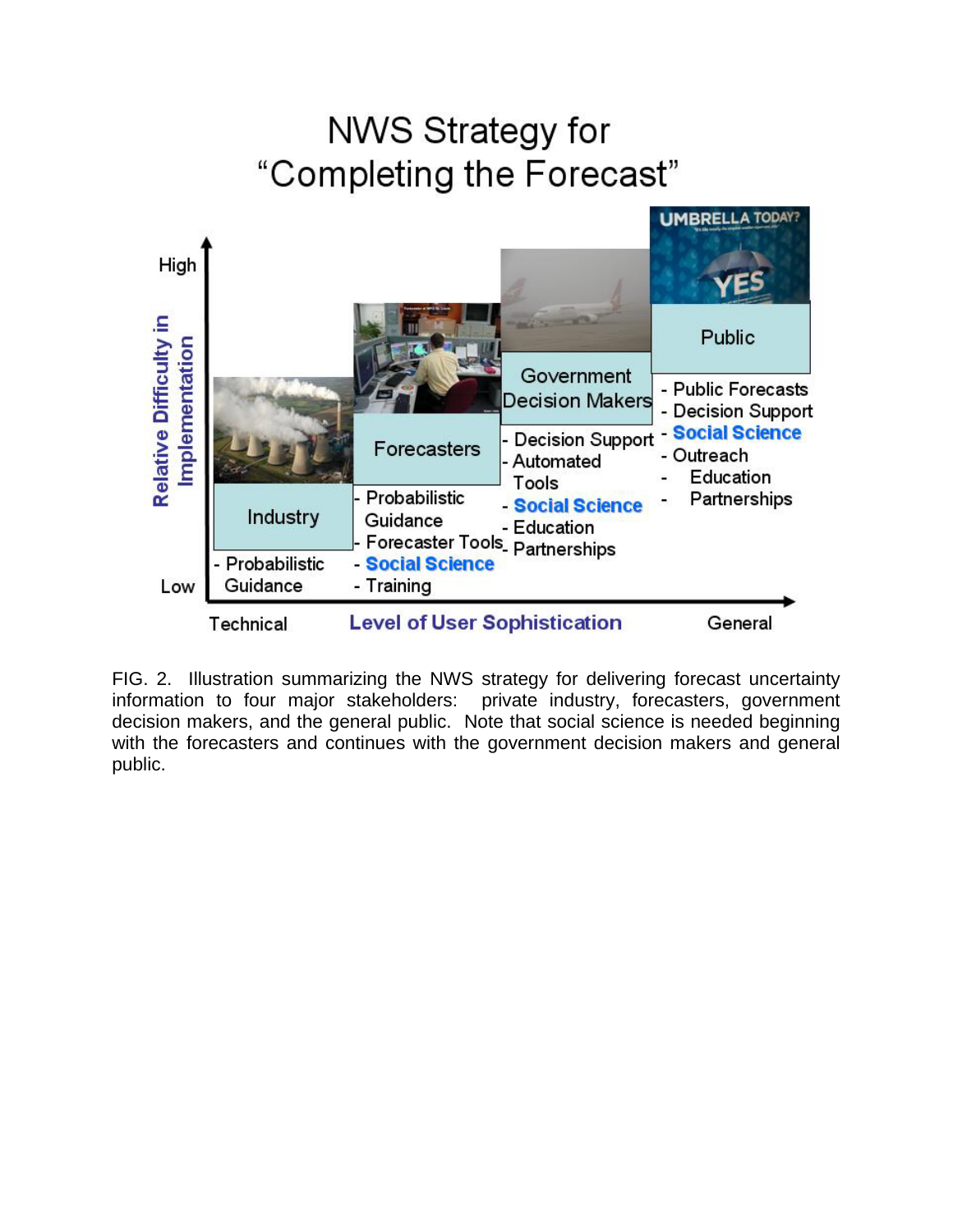NWS Strategy for
"Completing the Forecast"

High

Relative Difficulty in Implementation

Low

Industry
- Probabilistic Guidance

Forecasters
- Probabilistic Guidance
- Forecaster Tools
- Social Science
- Training

Government Decision Makers
- Decision Support
- Automated Tools
- Social Science
- Education
- Partnerships

UMBRELLA TODAY?
YES

Public
- Public Forecasts
- Decision Support
- Social Science
- Outreach
- Education
- Partnerships

Technical

Level of User Sophistication

General

FIG. 2. Illustration summarizing the NWS strategy for delivering forecast uncertainty information to four major stakeholders: private industry, forecasters, government decision makers, and the general public. Note that social science is needed beginning with the forecasters and continues with the government decision makers and general public.